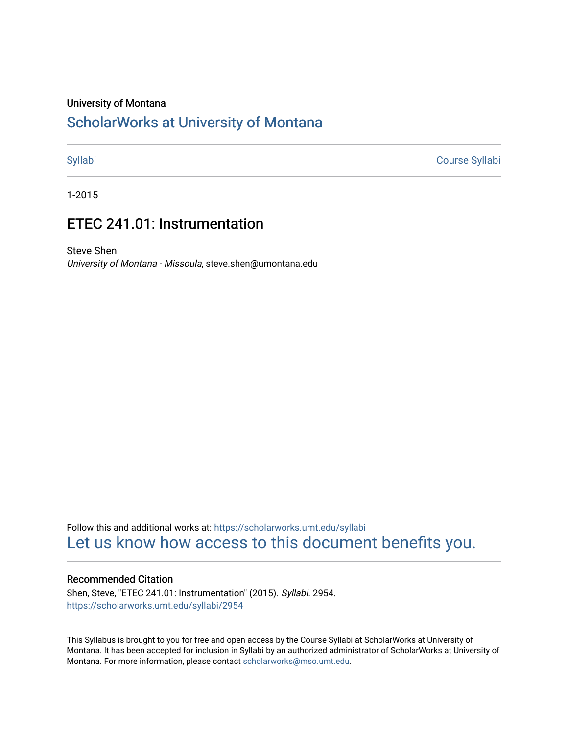University of Montana

# ScholarWorks at University of Montana

Syllabi | Course Syllabi

1-2015

## ETEC 241.01: Instrumentation

Steve Shen

*University of Montana - Missoula*, steve.shen@umontana.edu

Follow this and additional works at: https://scholarworks.umt.edu/syllabi

Let us know how access to this document benefits you.

### Recommended Citation

Shen, Steve, "ETEC 241.01: Instrumentation" (2015). *Syllabi*. 2954.
https://scholarworks.umt.edu/syllabi/2954

This Syllabus is brought to you for free and open access by the Course Syllabi at ScholarWorks at University of Montana. It has been accepted for inclusion in Syllabi by an authorized administrator of ScholarWorks at University of Montana. For more information, please contact scholarworks@mso.umt.edu.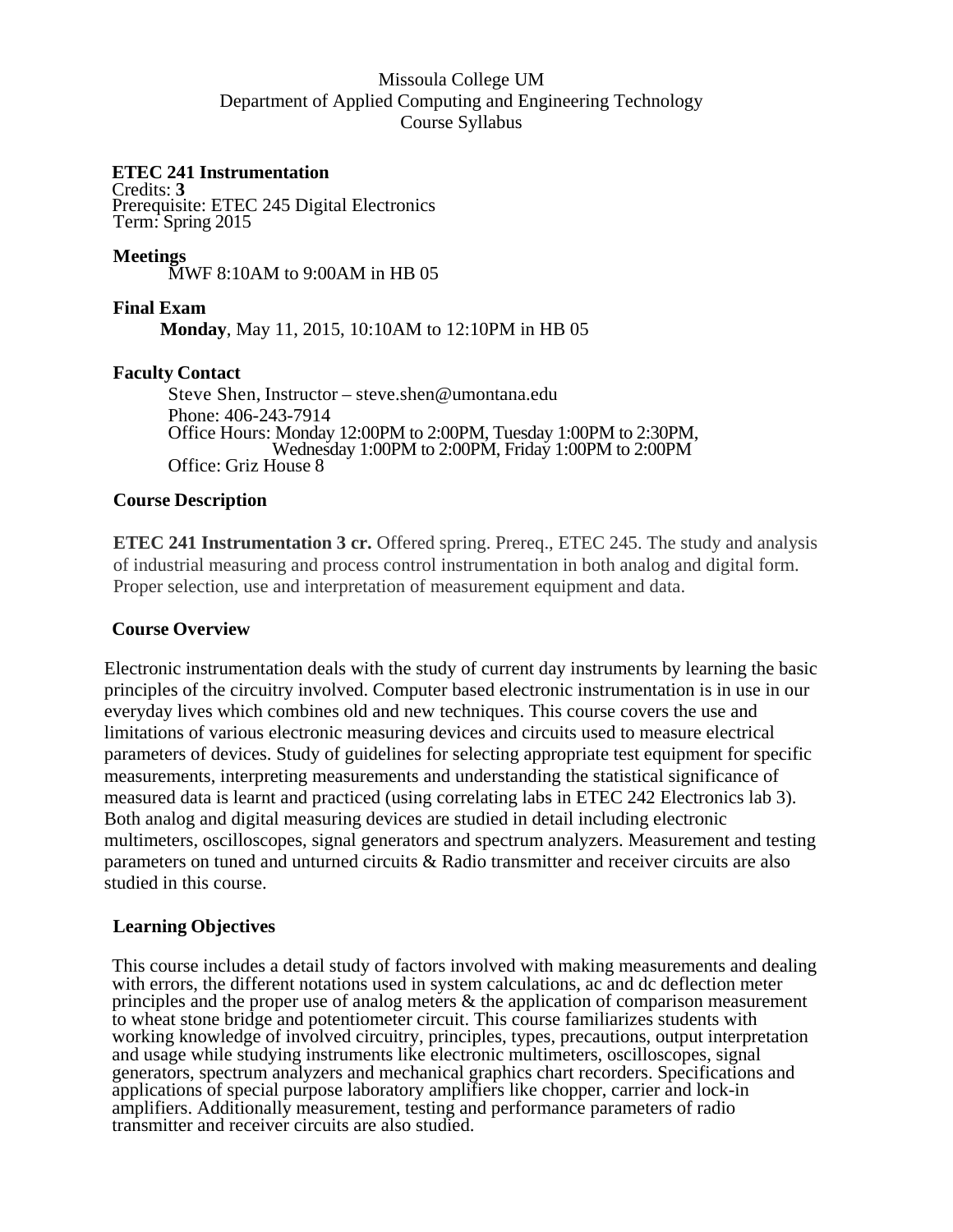Missoula College UM
Department of Applied Computing and Engineering Technology
Course Syllabus

## ETEC 241 Instrumentation

Credits: **3**
Prerequisite: ETEC 245 Digital Electronics
Term: Spring 2015

### Meetings

MWF 8:10AM to 9:00AM in HB 05

### Final Exam

**Monday**, May 11, 2015, 10:10AM to 12:10PM in HB 05

### Faculty Contact

Steve Shen, Instructor – steve.shen@umontana.edu
Phone: 406-243-7914
Office Hours: Monday 12:00PM to 2:00PM, Tuesday 1:00PM to 2:30PM, Wednesday 1:00PM to 2:00PM, Friday 1:00PM to 2:00PM
Office: Griz House 8

### Course Description

**ETEC 241 Instrumentation 3 cr.** Offered spring. Prereq., ETEC 245. The study and analysis of industrial measuring and process control instrumentation in both analog and digital form. Proper selection, use and interpretation of measurement equipment and data.

### Course Overview

Electronic instrumentation deals with the study of current day instruments by learning the basic principles of the circuitry involved. Computer based electronic instrumentation is in use in our everyday lives which combines old and new techniques. This course covers the use and limitations of various electronic measuring devices and circuits used to measure electrical parameters of devices. Study of guidelines for selecting appropriate test equipment for specific measurements, interpreting measurements and understanding the statistical significance of measured data is learnt and practiced (using correlating labs in ETEC 242 Electronics lab 3). Both analog and digital measuring devices are studied in detail including electronic multimeters, oscilloscopes, signal generators and spectrum analyzers. Measurement and testing parameters on tuned and unturned circuits & Radio transmitter and receiver circuits are also studied in this course.

### Learning Objectives

This course includes a detail study of factors involved with making measurements and dealing with errors, the different notations used in system calculations, ac and dc deflection meter principles and the proper use of analog meters & the application of comparison measurement to wheat stone bridge and potentiometer circuit. This course familiarizes students with working knowledge of involved circuitry, principles, types, precautions, output interpretation and usage while studying instruments like electronic multimeters, oscilloscopes, signal generators, spectrum analyzers and mechanical graphics chart recorders. Specifications and applications of special purpose laboratory amplifiers like chopper, carrier and lock-in amplifiers. Additionally measurement, testing and performance parameters of radio transmitter and receiver circuits are also studied.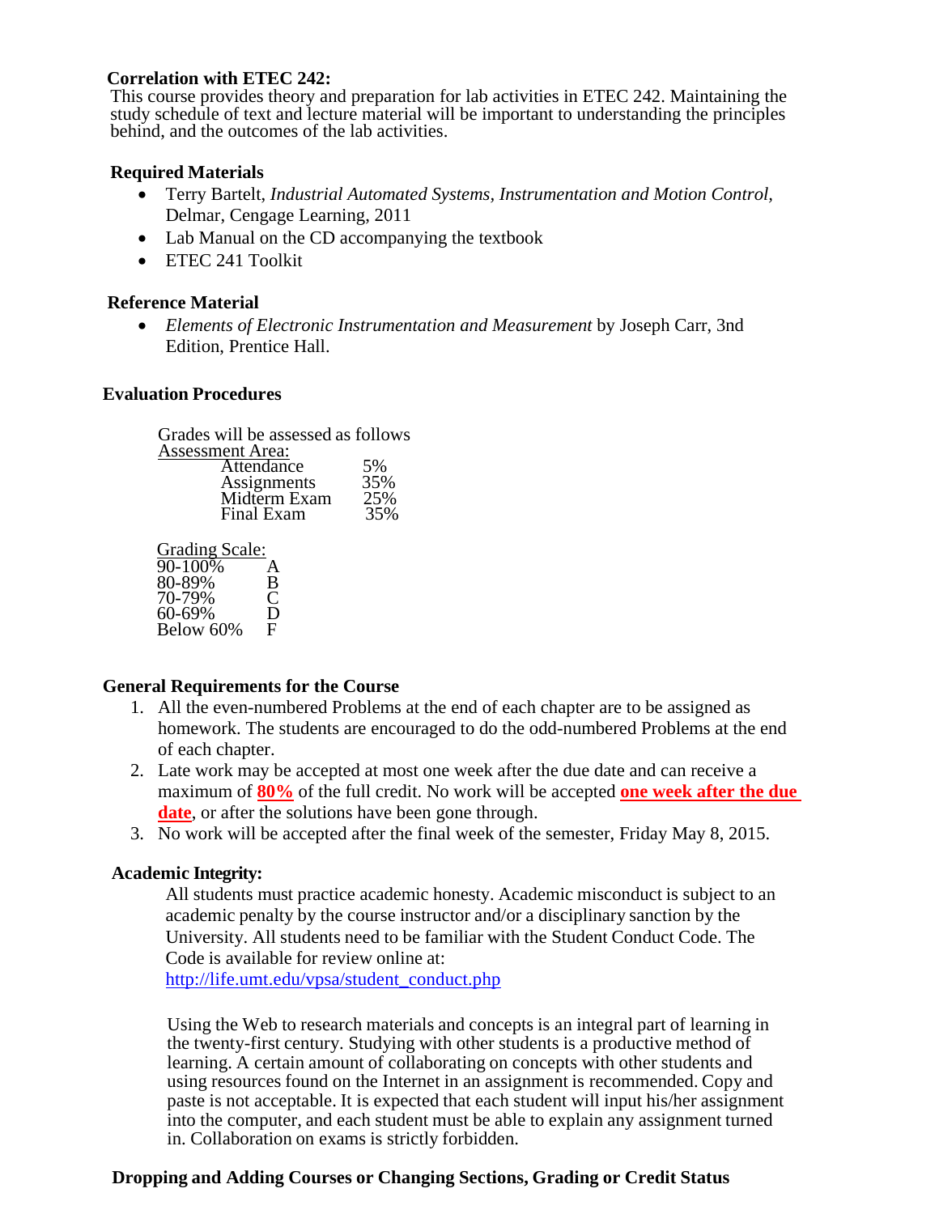**Correlation with ETEC 242:**

This course provides theory and preparation for lab activities in ETEC 242. Maintaining the study schedule of text and lecture material will be important to understanding the principles behind, and the outcomes of the lab activities.

**Required Materials**

- Terry Bartelt, *Industrial Automated Systems, Instrumentation and Motion Control*, Delmar, Cengage Learning, 2011
- Lab Manual on the CD accompanying the textbook
- ETEC 241 Toolkit

**Reference Material**

- *Elements of Electronic Instrumentation and Measurement* by Joseph Carr, 3nd Edition, Prentice Hall.

**Evaluation Procedures**

Grades will be assessed as follows

Assessment Area:

| | |
|---|---|
| Attendance | 5% |
| Assignments | 35% |
| Midterm Exam | 25% |
| Final Exam | 35% |

Grading Scale:

| | |
|---|---|
| 90-100% | A |
| 80-89% | B |
| 70-79% | C |
| 60-69% | D |
| Below 60% | F |

**General Requirements for the Course**

1. All the even-numbered Problems at the end of each chapter are to be assigned as homework. The students are encouraged to do the odd-numbered Problems at the end of each chapter.
2. Late work may be accepted at most one week after the due date and can receive a maximum of **80%** of the full credit. No work will be accepted **one week after the due date**, or after the solutions have been gone through.
3. No work will be accepted after the final week of the semester, Friday May 8, 2015.

**Academic Integrity:**

All students must practice academic honesty. Academic misconduct is subject to an academic penalty by the course instructor and/or a disciplinary sanction by the University. All students need to be familiar with the Student Conduct Code. The Code is available for review online at: http://life.umt.edu/vpsa/student_conduct.php

Using the Web to research materials and concepts is an integral part of learning in the twenty-first century. Studying with other students is a productive method of learning. A certain amount of collaborating on concepts with other students and using resources found on the Internet in an assignment is recommended. Copy and paste is not acceptable. It is expected that each student will input his/her assignment into the computer, and each student must be able to explain any assignment turned in. Collaboration on exams is strictly forbidden.

**Dropping and Adding Courses or Changing Sections, Grading or Credit Status**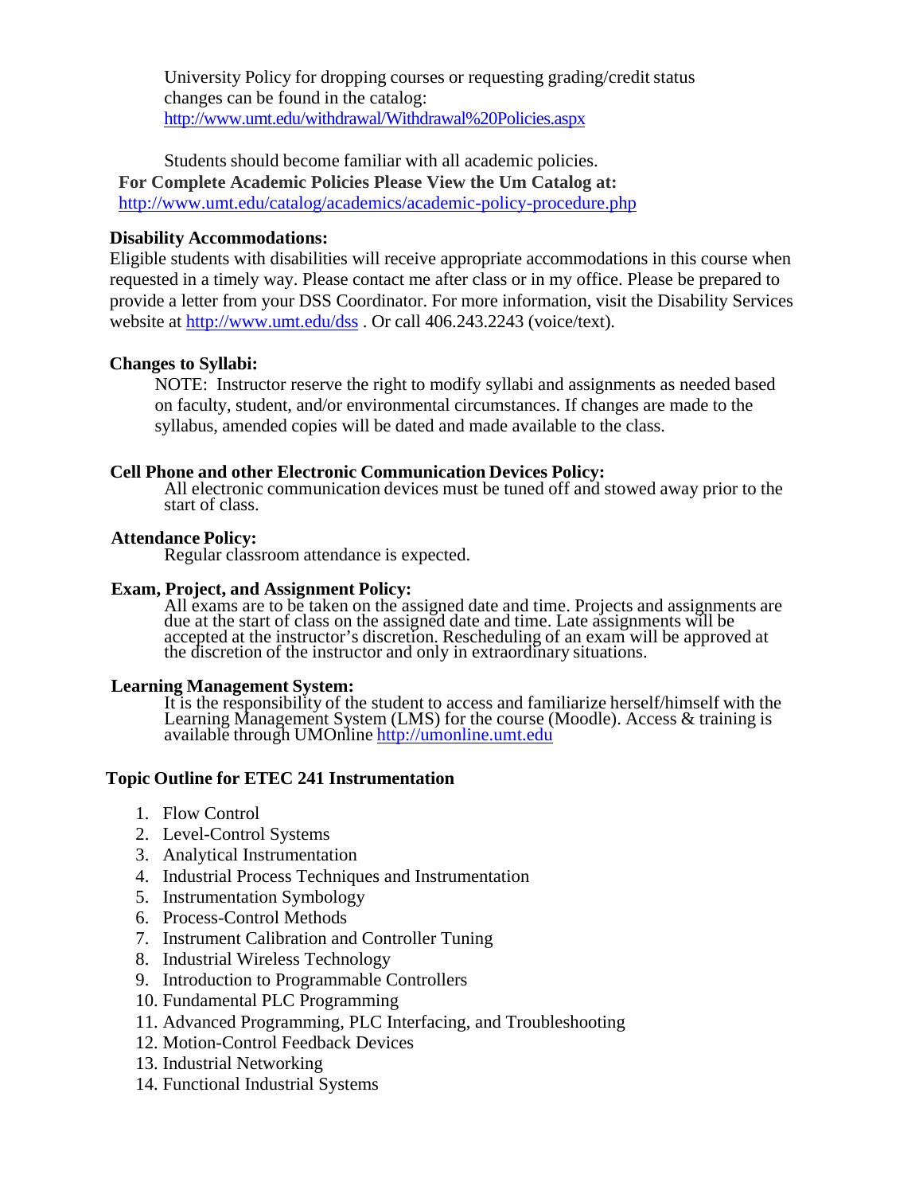University Policy for dropping courses or requesting grading/credit status changes can be found in the catalog: http://www.umt.edu/withdrawal/Withdrawal%20Policies.aspx

Students should become familiar with all academic policies.

**For Complete Academic Policies Please View the Um Catalog at:** http://www.umt.edu/catalog/academics/academic-policy-procedure.php

**Disability Accommodations:**

Eligible students with disabilities will receive appropriate accommodations in this course when requested in a timely way. Please contact me after class or in my office. Please be prepared to provide a letter from your DSS Coordinator. For more information, visit the Disability Services website at http://www.umt.edu/dss . Or call 406.243.2243 (voice/text).

**Changes to Syllabi:**

NOTE: Instructor reserve the right to modify syllabi and assignments as needed based on faculty, student, and/or environmental circumstances. If changes are made to the syllabus, amended copies will be dated and made available to the class.

**Cell Phone and other Electronic Communication Devices Policy:**

All electronic communication devices must be tuned off and stowed away prior to the start of class.

**Attendance Policy:**

Regular classroom attendance is expected.

**Exam, Project, and Assignment Policy:**

All exams are to be taken on the assigned date and time. Projects and assignments are due at the start of class on the assigned date and time. Late assignments will be accepted at the instructor's discretion. Rescheduling of an exam will be approved at the discretion of the instructor and only in extraordinary situations.

**Learning Management System:**

It is the responsibility of the student to access and familiarize herself/himself with the Learning Management System (LMS) for the course (Moodle). Access & training is available through UMOnline http://umonline.umt.edu

**Topic Outline for ETEC 241 Instrumentation**

1. Flow Control
2. Level-Control Systems
3. Analytical Instrumentation
4. Industrial Process Techniques and Instrumentation
5. Instrumentation Symbology
6. Process-Control Methods
7. Instrument Calibration and Controller Tuning
8. Industrial Wireless Technology
9. Introduction to Programmable Controllers
10. Fundamental PLC Programming
11. Advanced Programming, PLC Interfacing, and Troubleshooting
12. Motion-Control Feedback Devices
13. Industrial Networking
14. Functional Industrial Systems